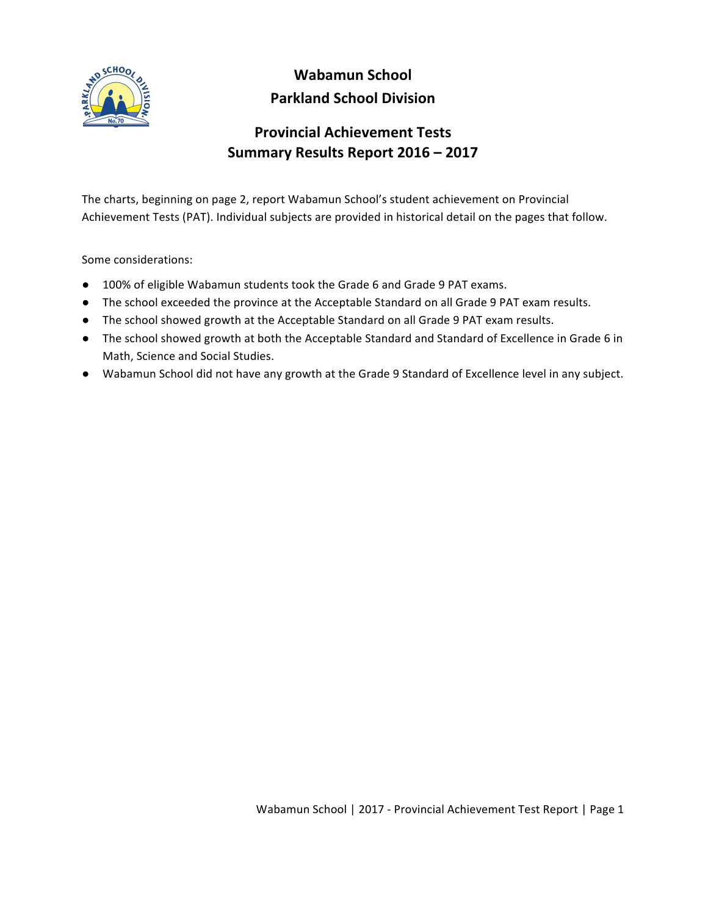# Wabamun School
# Parkland School Division

## Provincial Achievement Tests
## Summary Results Report 2016 – 2017

The charts, beginning on page 2, report Wabamun School's student achievement on Provincial Achievement Tests (PAT). Individual subjects are provided in historical detail on the pages that follow.

Some considerations:

- 100% of eligible Wabamun students took the Grade 6 and Grade 9 PAT exams.
- The school exceeded the province at the Acceptable Standard on all Grade 9 PAT exam results.
- The school showed growth at the Acceptable Standard on all Grade 9 PAT exam results.
- The school showed growth at both the Acceptable Standard and Standard of Excellence in Grade 6 in Math, Science and Social Studies.
- Wabamun School did not have any growth at the Grade 9 Standard of Excellence level in any subject.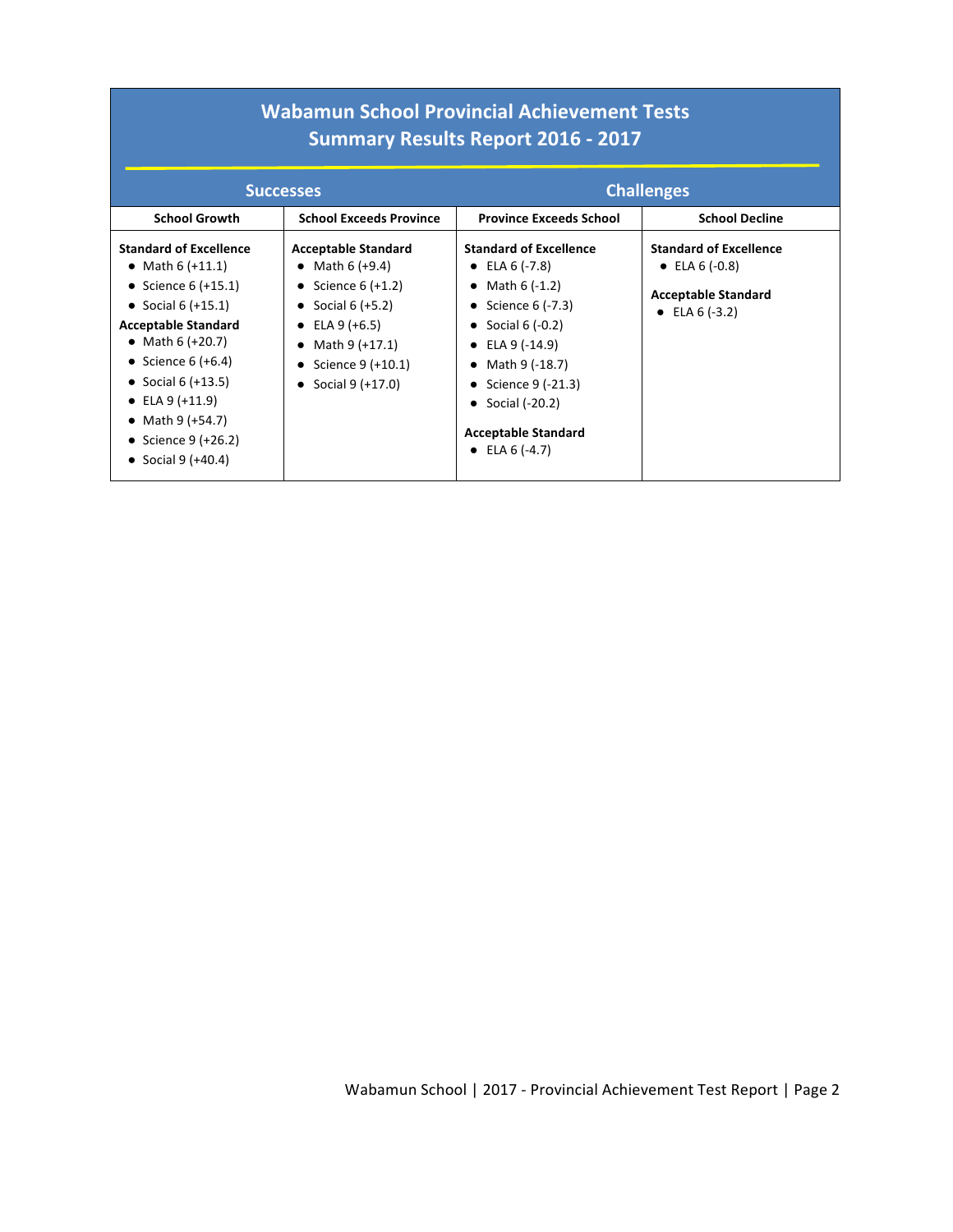# Wabamun School Provincial Achievement Tests
## Summary Results Report 2016 - 2017

| Successes | | Challenges | |
|---|---|---|---|
| **School Growth** | **School Exceeds Province** | **Province Exceeds School** | **School Decline** |
| **Standard of Excellence**<br>• Math 6 (+11.1)<br>• Science 6 (+15.1)<br>• Social 6 (+15.1)<br>**Acceptable Standard**<br>• Math 6 (+20.7)<br>• Science 6 (+6.4)<br>• Social 6 (+13.5)<br>• ELA 9 (+11.9)<br>• Math 9 (+54.7)<br>• Science 9 (+26.2)<br>• Social 9 (+40.4) | **Acceptable Standard**<br>• Math 6 (+9.4)<br>• Science 6 (+1.2)<br>• Social 6 (+5.2)<br>• ELA 9 (+6.5)<br>• Math 9 (+17.1)<br>• Science 9 (+10.1)<br>• Social 9 (+17.0) | **Standard of Excellence**<br>• ELA 6 (-7.8)<br>• Math 6 (-1.2)<br>• Science 6 (-7.3)<br>• Social 6 (-0.2)<br>• ELA 9 (-14.9)<br>• Math 9 (-18.7)<br>• Science 9 (-21.3)<br>• Social (-20.2)<br>**Acceptable Standard**<br>• ELA 6 (-4.7) | **Standard of Excellence**<br>• ELA 6 (-0.8)<br>**Acceptable Standard**<br>• ELA 6 (-3.2) |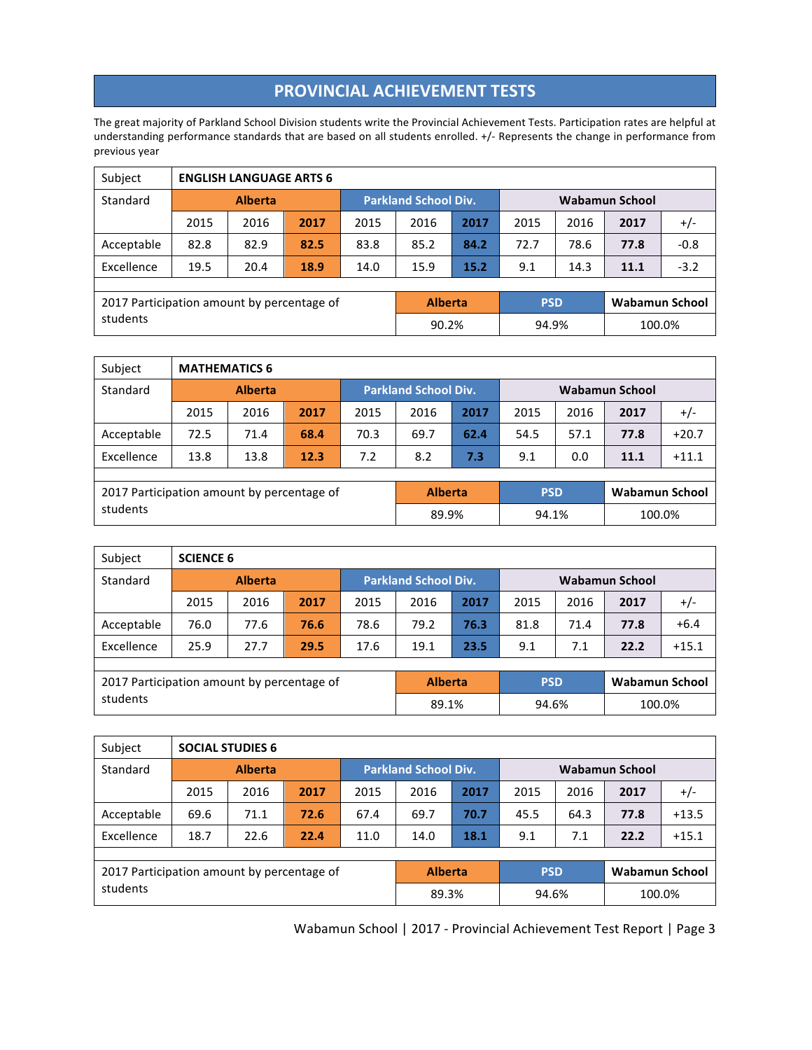# PROVINCIAL ACHIEVEMENT TESTS

The great majority of Parkland School Division students write the Provincial Achievement Tests. Participation rates are helpful at understanding performance standards that are based on all students enrolled. +/- Represents the change in performance from previous year

| Subject | ENGLISH LANGUAGE ARTS 6 | | | | | | | | | |
|---|---|---|---|---|---|---|---|---|---|---|
| Standard | Alberta | | | Parkland School Div. | | | Wabamun School | | | |
| | 2015 | 2016 | **2017** | 2015 | 2016 | **2017** | 2015 | 2016 | **2017** | +/- |
| Acceptable | 82.8 | 82.9 | **82.5** | 83.8 | 85.2 | **84.2** | 72.7 | 78.6 | **77.8** | -0.8 |
| Excellence | 19.5 | 20.4 | **18.9** | 14.0 | 15.9 | **15.2** | 9.1 | 14.3 | **11.1** | -3.2 |

| 2017 Participation amount by percentage of students | Alberta | PSD | Wabamun School |
|---|---|---|---|
| | 90.2% | 94.9% | 100.0% |

| Subject | MATHEMATICS 6 | | | | | | | | | |
|---|---|---|---|---|---|---|---|---|---|---|
| Standard | Alberta | | | Parkland School Div. | | | Wabamun School | | | |
| | 2015 | 2016 | **2017** | 2015 | 2016 | **2017** | 2015 | 2016 | **2017** | +/- |
| Acceptable | 72.5 | 71.4 | **68.4** | 70.3 | 69.7 | **62.4** | 54.5 | 57.1 | **77.8** | +20.7 |
| Excellence | 13.8 | 13.8 | **12.3** | 7.2 | 8.2 | **7.3** | 9.1 | 0.0 | **11.1** | +11.1 |

| 2017 Participation amount by percentage of students | Alberta | PSD | Wabamun School |
|---|---|---|---|
| | 89.9% | 94.1% | 100.0% |

| Subject | SCIENCE 6 | | | | | | | | | |
|---|---|---|---|---|---|---|---|---|---|---|
| Standard | Alberta | | | Parkland School Div. | | | Wabamun School | | | |
| | 2015 | 2016 | **2017** | 2015 | 2016 | **2017** | 2015 | 2016 | **2017** | +/- |
| Acceptable | 76.0 | 77.6 | **76.6** | 78.6 | 79.2 | **76.3** | 81.8 | 71.4 | **77.8** | +6.4 |
| Excellence | 25.9 | 27.7 | **29.5** | 17.6 | 19.1 | **23.5** | 9.1 | 7.1 | **22.2** | +15.1 |

| 2017 Participation amount by percentage of students | Alberta | PSD | Wabamun School |
|---|---|---|---|
| | 89.1% | 94.6% | 100.0% |

| Subject | SOCIAL STUDIES 6 | | | | | | | | | |
|---|---|---|---|---|---|---|---|---|---|---|
| Standard | Alberta | | | Parkland School Div. | | | Wabamun School | | | |
| | 2015 | 2016 | **2017** | 2015 | 2016 | **2017** | 2015 | 2016 | **2017** | +/- |
| Acceptable | 69.6 | 71.1 | **72.6** | 67.4 | 69.7 | **70.7** | 45.5 | 64.3 | **77.8** | +13.5 |
| Excellence | 18.7 | 22.6 | **22.4** | 11.0 | 14.0 | **18.1** | 9.1 | 7.1 | **22.2** | +15.1 |

| 2017 Participation amount by percentage of students | Alberta | PSD | Wabamun School |
|---|---|---|---|
| | 89.3% | 94.6% | 100.0% |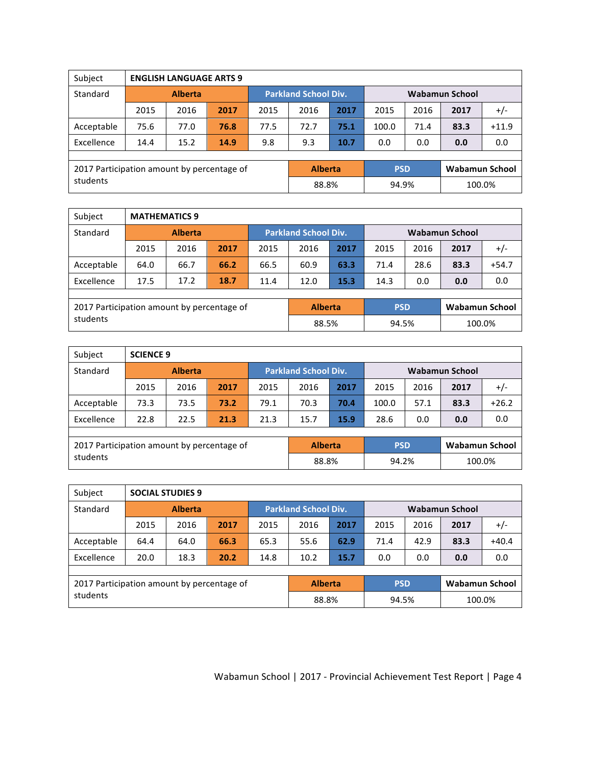| Subject | ENGLISH LANGUAGE ARTS 9 | | | | | | | | | |
|---|---|---|---|---|---|---|---|---|---|---|
| Standard | Alberta | | | Parkland School Div. | | | Wabamun School | | | |
| | 2015 | 2016 | **2017** | 2015 | 2016 | **2017** | 2015 | 2016 | **2017** | +/- |
| Acceptable | 75.6 | 77.0 | **76.8** | 77.5 | 72.7 | **75.1** | 100.0 | 71.4 | **83.3** | +11.9 |
| Excellence | 14.4 | 15.2 | **14.9** | 9.8 | 9.3 | **10.7** | 0.0 | 0.0 | **0.0** | 0.0 |

| 2017 Participation amount by percentage of students | Alberta | PSD | Wabamun School |
|---|---|---|---|
| | 88.8% | 94.9% | 100.0% |

| Subject | MATHEMATICS 9 | | | | | | | | | |
|---|---|---|---|---|---|---|---|---|---|---|
| Standard | Alberta | | | Parkland School Div. | | | Wabamun School | | | |
| | 2015 | 2016 | **2017** | 2015 | 2016 | **2017** | 2015 | 2016 | **2017** | +/- |
| Acceptable | 64.0 | 66.7 | **66.2** | 66.5 | 60.9 | **63.3** | 71.4 | 28.6 | **83.3** | +54.7 |
| Excellence | 17.5 | 17.2 | **18.7** | 11.4 | 12.0 | **15.3** | 14.3 | 0.0 | **0.0** | 0.0 |

| 2017 Participation amount by percentage of students | Alberta | PSD | Wabamun School |
|---|---|---|---|
| | 88.5% | 94.5% | 100.0% |

| Subject | SCIENCE 9 | | | | | | | | | |
|---|---|---|---|---|---|---|---|---|---|---|
| Standard | Alberta | | | Parkland School Div. | | | Wabamun School | | | |
| | 2015 | 2016 | **2017** | 2015 | 2016 | **2017** | 2015 | 2016 | **2017** | +/- |
| Acceptable | 73.3 | 73.5 | **73.2** | 79.1 | 70.3 | **70.4** | 100.0 | 57.1 | **83.3** | +26.2 |
| Excellence | 22.8 | 22.5 | **21.3** | 21.3 | 15.7 | **15.9** | 28.6 | 0.0 | **0.0** | 0.0 |

| 2017 Participation amount by percentage of students | Alberta | PSD | Wabamun School |
|---|---|---|---|
| | 88.8% | 94.2% | 100.0% |

| Subject | SOCIAL STUDIES 9 | | | | | | | | | |
|---|---|---|---|---|---|---|---|---|---|---|
| Standard | Alberta | | | Parkland School Div. | | | Wabamun School | | | |
| | 2015 | 2016 | **2017** | 2015 | 2016 | **2017** | 2015 | 2016 | **2017** | +/- |
| Acceptable | 64.4 | 64.0 | **66.3** | 65.3 | 55.6 | **62.9** | 71.4 | 42.9 | **83.3** | +40.4 |
| Excellence | 20.0 | 18.3 | **20.2** | 14.8 | 10.2 | **15.7** | 0.0 | 0.0 | **0.0** | 0.0 |

| 2017 Participation amount by percentage of students | Alberta | PSD | Wabamun School |
|---|---|---|---|
| | 88.8% | 94.5% | 100.0% |